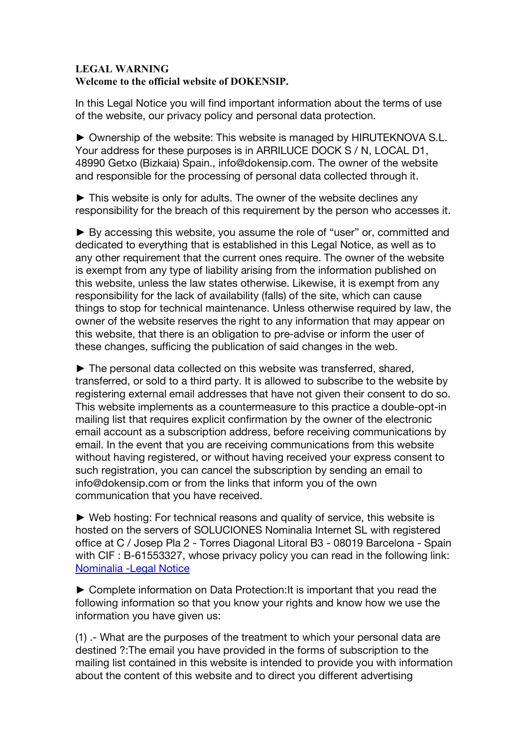**LEGAL WARNING**
**Welcome to the official website of DOKENSIP.**

In this Legal Notice you will find important information about the terms of use of the website, our privacy policy and personal data protection.

► Ownership of the website: This website is managed by HIRUTEKNOVA S.L. Your address for these purposes is in ARRILUCE DOCK S / N, LOCAL D1, 48990 Getxo (Bizkaia) Spain., info@dokensip.com. The owner of the website and responsible for the processing of personal data collected through it.

► This website is only for adults. The owner of the website declines any responsibility for the breach of this requirement by the person who accesses it.

► By accessing this website, you assume the role of "user" or, committed and dedicated to everything that is established in this Legal Notice, as well as to any other requirement that the current ones require. The owner of the website is exempt from any type of liability arising from the information published on this website, unless the law states otherwise. Likewise, it is exempt from any responsibility for the lack of availability (falls) of the site, which can cause things to stop for technical maintenance. Unless otherwise required by law, the owner of the website reserves the right to any information that may appear on this website, that there is an obligation to pre-advise or inform the user of these changes, sufficing the publication of said changes in the web.

► The personal data collected on this website was transferred, shared, transferred, or sold to a third party. It is allowed to subscribe to the website by registering external email addresses that have not given their consent to do so. This website implements as a countermeasure to this practice a double-opt-in mailing list that requires explicit confirmation by the owner of the electronic email account as a subscription address, before receiving communications by email. In the event that you are receiving communications from this website without having registered, or without having received your express consent to such registration, you can cancel the subscription by sending an email to info@dokensip.com or from the links that inform you of the own communication that you have received.

► Web hosting: For technical reasons and quality of service, this website is hosted on the servers of SOLUCIONES Nominalia Internet SL with registered office at C / Josep Pla 2 - Torres Diagonal Litoral B3 - 08019 Barcelona - Spain with CIF : B-61553327, whose privacy policy you can read in the following link: Nominalia -Legal Notice

► Complete information on Data Protection:It is important that you read the following information so that you know your rights and know how we use the information you have given us:

(1) .- What are the purposes of the treatment to which your personal data are destined ?:The email you have provided in the forms of subscription to the mailing list contained in this website is intended to provide you with information about the content of this website and to direct you different advertising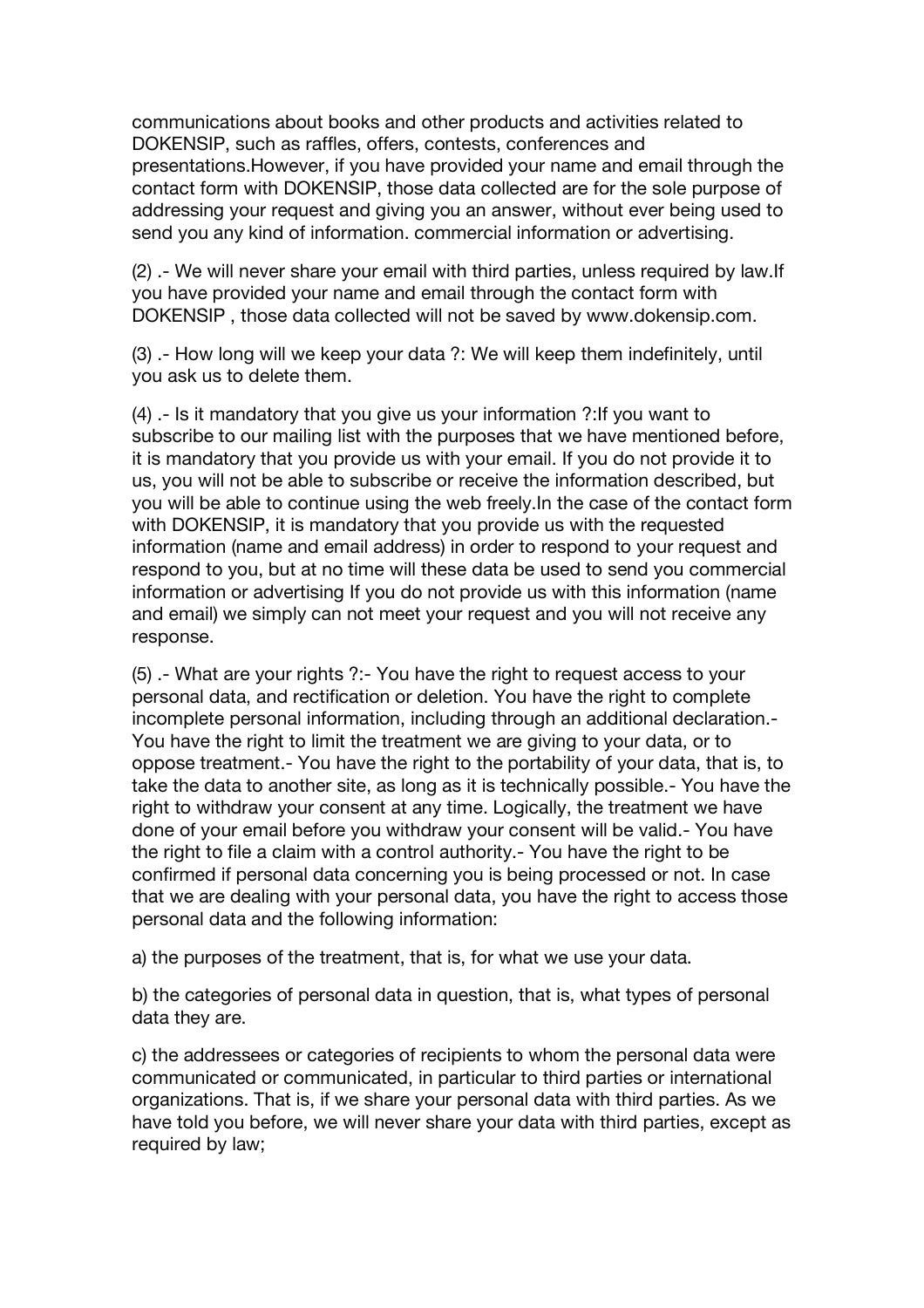communications about books and other products and activities related to DOKENSIP, such as raffles, offers, contests, conferences and presentations.However, if you have provided your name and email through the contact form with DOKENSIP, those data collected are for the sole purpose of addressing your request and giving you an answer, without ever being used to send you any kind of information. commercial information or advertising.

(2) .- We will never share your email with third parties, unless required by law.If you have provided your name and email through the contact form with DOKENSIP , those data collected will not be saved by www.dokensip.com.

(3) .- How long will we keep your data ?: We will keep them indefinitely, until you ask us to delete them.

(4) .- Is it mandatory that you give us your information ?:If you want to subscribe to our mailing list with the purposes that we have mentioned before, it is mandatory that you provide us with your email. If you do not provide it to us, you will not be able to subscribe or receive the information described, but you will be able to continue using the web freely.In the case of the contact form with DOKENSIP, it is mandatory that you provide us with the requested information (name and email address) in order to respond to your request and respond to you, but at no time will these data be used to send you commercial information or advertising If you do not provide us with this information (name and email) we simply can not meet your request and you will not receive any response.

(5) .- What are your rights ?:- You have the right to request access to your personal data, and rectification or deletion. You have the right to complete incomplete personal information, including through an additional declaration.- You have the right to limit the treatment we are giving to your data, or to oppose treatment.- You have the right to the portability of your data, that is, to take the data to another site, as long as it is technically possible.- You have the right to withdraw your consent at any time. Logically, the treatment we have done of your email before you withdraw your consent will be valid.- You have the right to file a claim with a control authority.- You have the right to be confirmed if personal data concerning you is being processed or not. In case that we are dealing with your personal data, you have the right to access those personal data and the following information:

a) the purposes of the treatment, that is, for what we use your data.

b) the categories of personal data in question, that is, what types of personal data they are.

c) the addressees or categories of recipients to whom the personal data were communicated or communicated, in particular to third parties or international organizations. That is, if we share your personal data with third parties. As we have told you before, we will never share your data with third parties, except as required by law;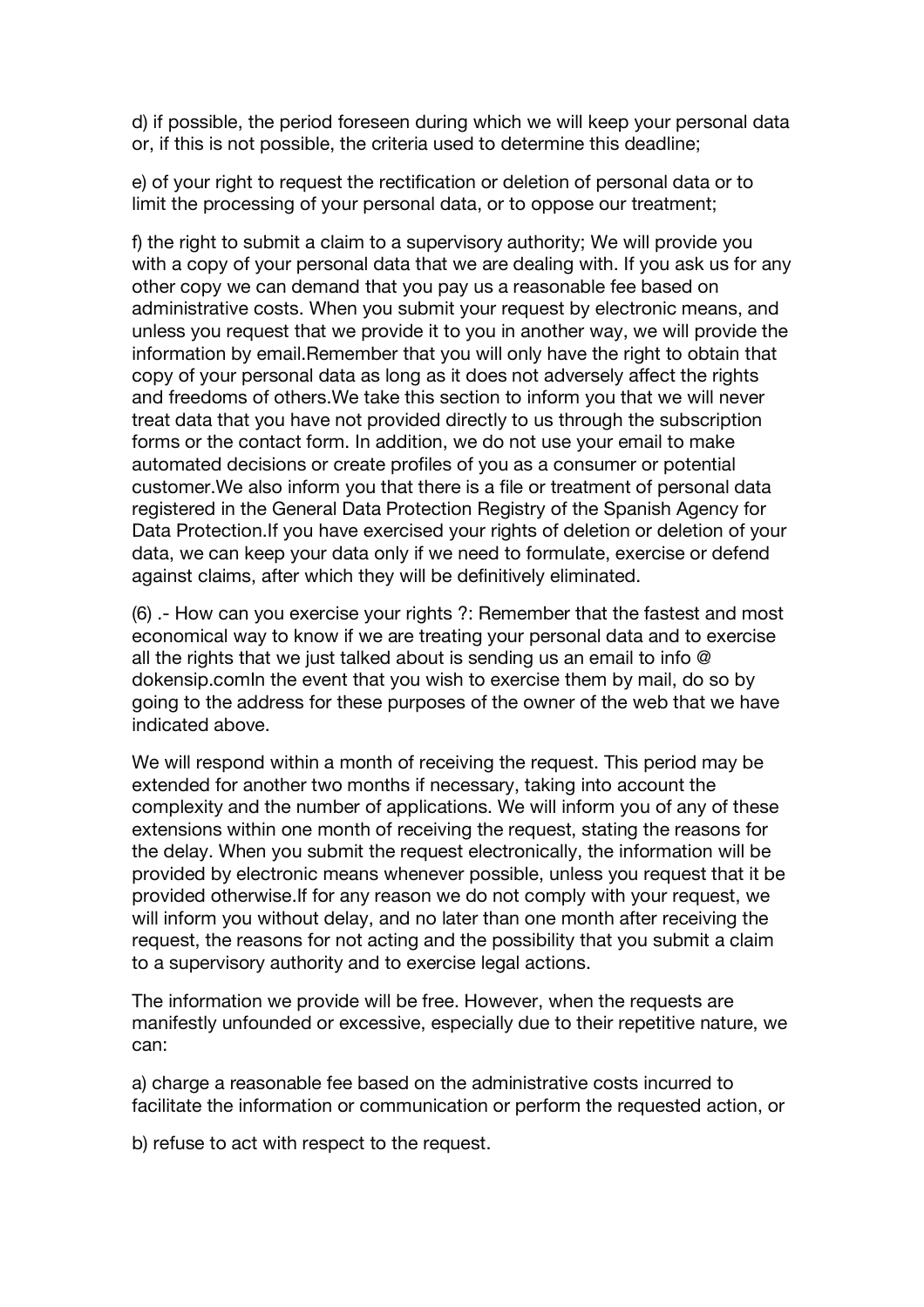d) if possible, the period foreseen during which we will keep your personal data or, if this is not possible, the criteria used to determine this deadline;

e) of your right to request the rectification or deletion of personal data or to limit the processing of your personal data, or to oppose our treatment;

f) the right to submit a claim to a supervisory authority; We will provide you with a copy of your personal data that we are dealing with. If you ask us for any other copy we can demand that you pay us a reasonable fee based on administrative costs. When you submit your request by electronic means, and unless you request that we provide it to you in another way, we will provide the information by email.Remember that you will only have the right to obtain that copy of your personal data as long as it does not adversely affect the rights and freedoms of others.We take this section to inform you that we will never treat data that you have not provided directly to us through the subscription forms or the contact form. In addition, we do not use your email to make automated decisions or create profiles of you as a consumer or potential customer.We also inform you that there is a file or treatment of personal data registered in the General Data Protection Registry of the Spanish Agency for Data Protection.If you have exercised your rights of deletion or deletion of your data, we can keep your data only if we need to formulate, exercise or defend against claims, after which they will be definitively eliminated.

(6) .- How can you exercise your rights ?: Remember that the fastest and most economical way to know if we are treating your personal data and to exercise all the rights that we just talked about is sending us an email to info @ dokensip.comIn the event that you wish to exercise them by mail, do so by going to the address for these purposes of the owner of the web that we have indicated above.

We will respond within a month of receiving the request. This period may be extended for another two months if necessary, taking into account the complexity and the number of applications. We will inform you of any of these extensions within one month of receiving the request, stating the reasons for the delay. When you submit the request electronically, the information will be provided by electronic means whenever possible, unless you request that it be provided otherwise.If for any reason we do not comply with your request, we will inform you without delay, and no later than one month after receiving the request, the reasons for not acting and the possibility that you submit a claim to a supervisory authority and to exercise legal actions.

The information we provide will be free. However, when the requests are manifestly unfounded or excessive, especially due to their repetitive nature, we can:

a) charge a reasonable fee based on the administrative costs incurred to facilitate the information or communication or perform the requested action, or

b) refuse to act with respect to the request.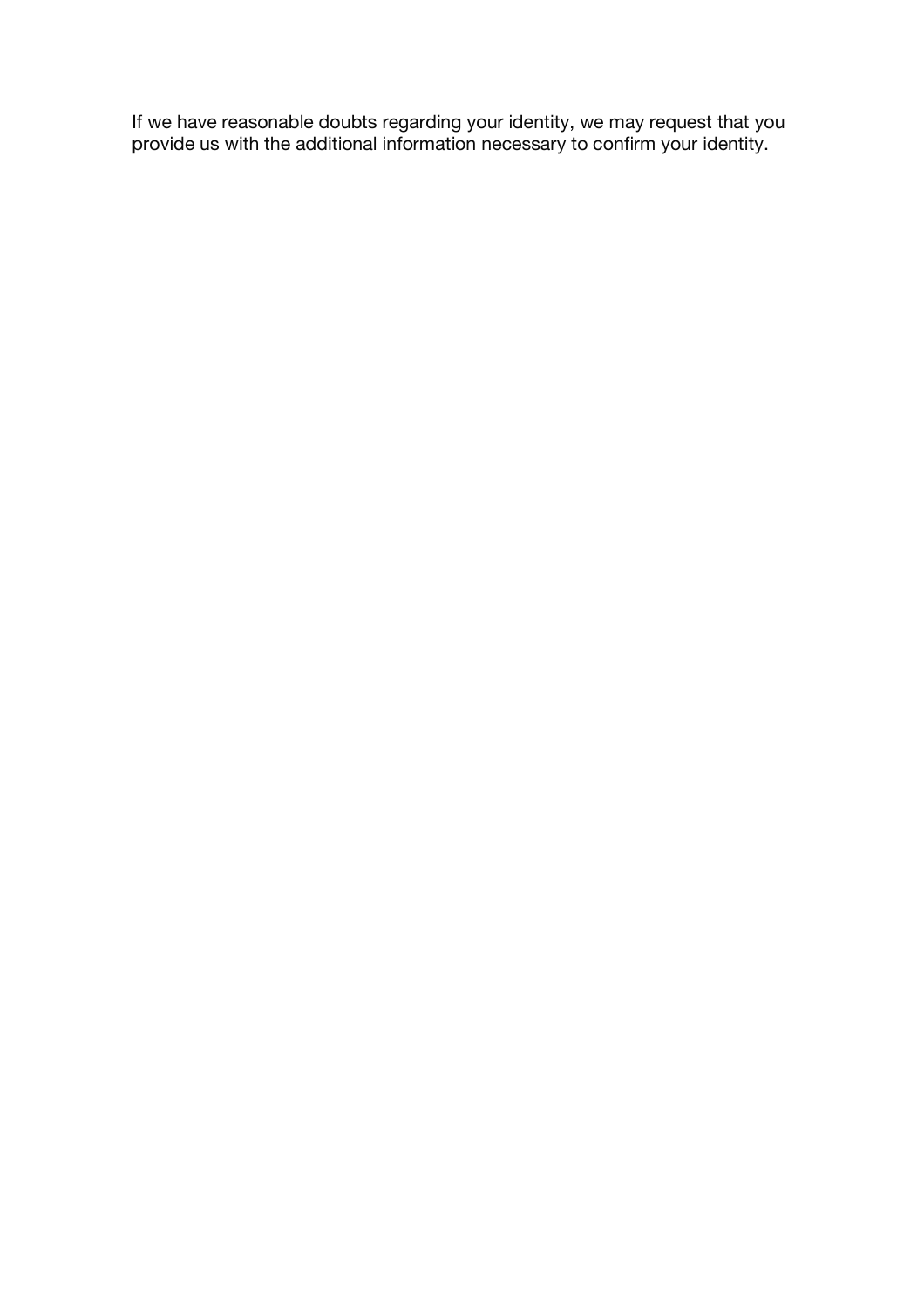If we have reasonable doubts regarding your identity, we may request that you provide us with the additional information necessary to confirm your identity.